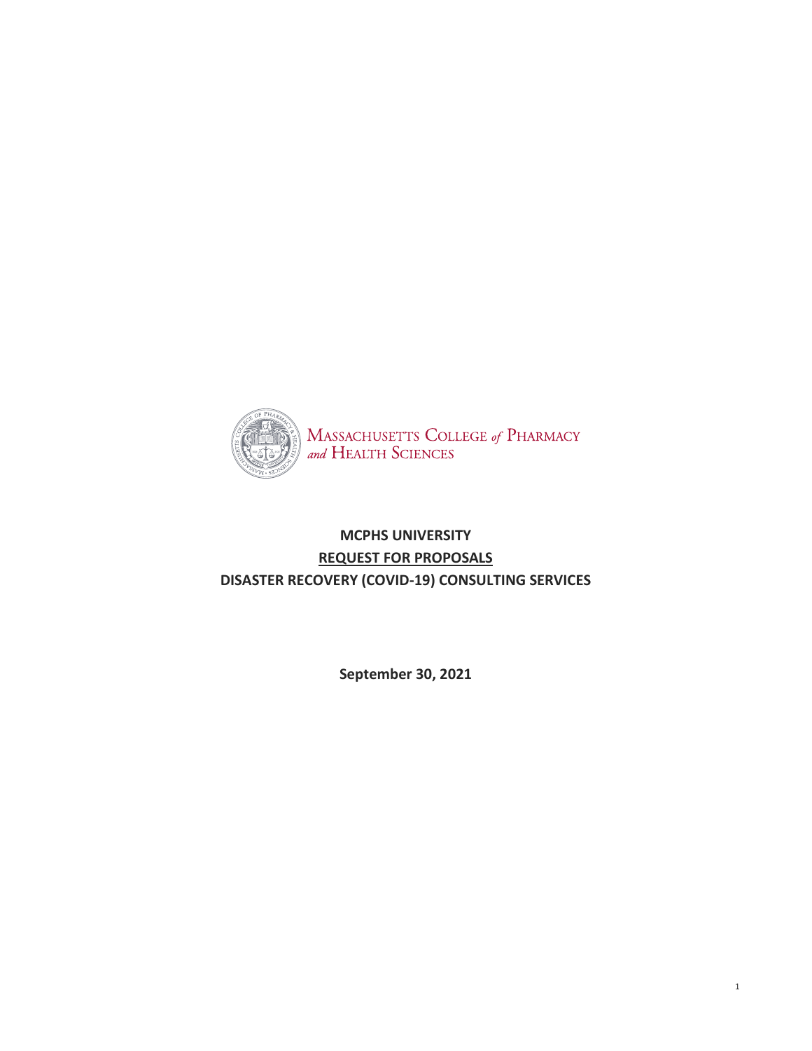MASSACHUSETTS COLLEGE *of* PHARMACY *and* HEALTH SCIENCES

# MCPHS UNIVERSITY

## REQUEST FOR PROPOSALS

## DISASTER RECOVERY (COVID-19) CONSULTING SERVICES

**September 30, 2021**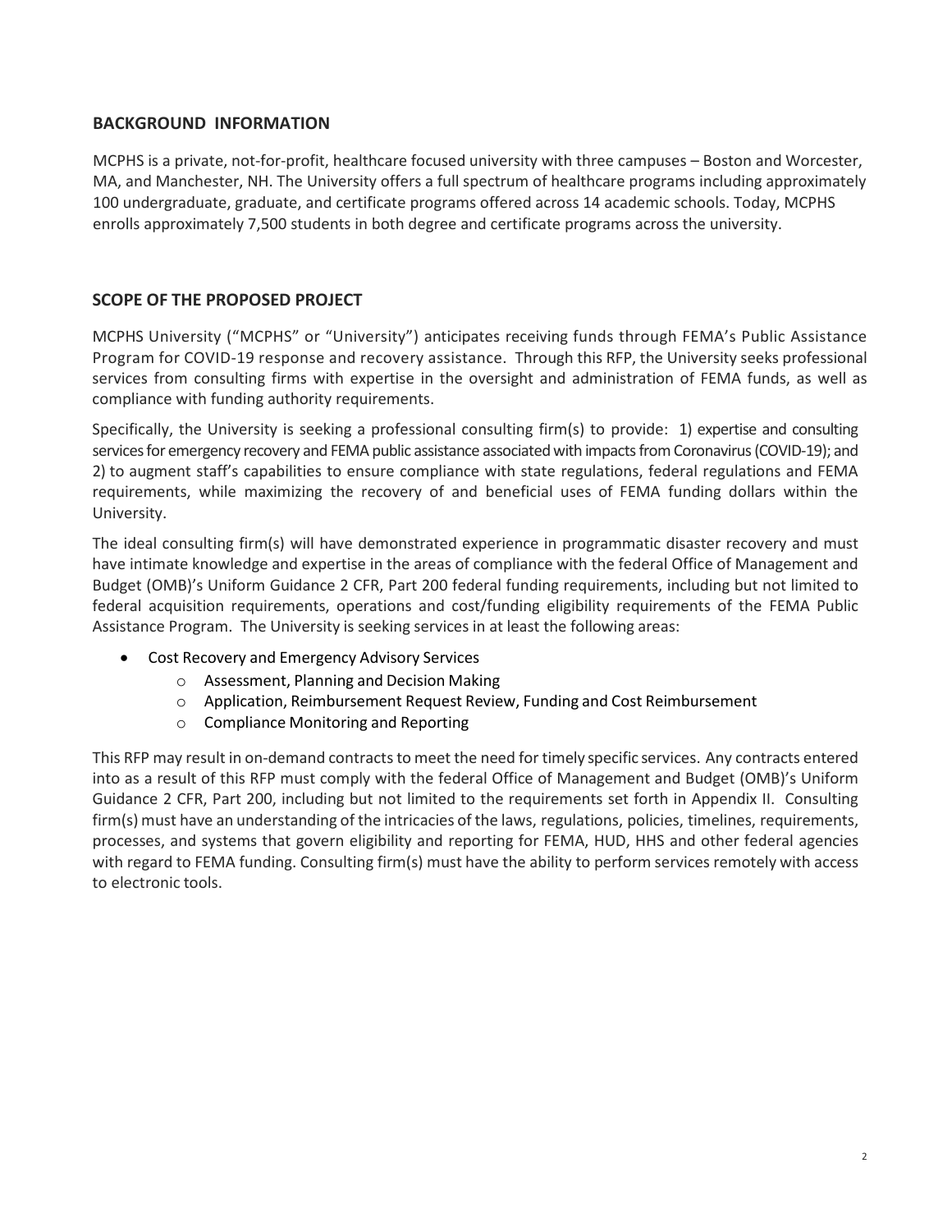## BACKGROUND INFORMATION

MCPHS is a private, not-for-profit, healthcare focused university with three campuses – Boston and Worcester, MA, and Manchester, NH. The University offers a full spectrum of healthcare programs including approximately 100 undergraduate, graduate, and certificate programs offered across 14 academic schools. Today, MCPHS enrolls approximately 7,500 students in both degree and certificate programs across the university.

## SCOPE OF THE PROPOSED PROJECT

MCPHS University ("MCPHS" or "University") anticipates receiving funds through FEMA's Public Assistance Program for COVID-19 response and recovery assistance. Through this RFP, the University seeks professional services from consulting firms with expertise in the oversight and administration of FEMA funds, as well as compliance with funding authority requirements.

Specifically, the University is seeking a professional consulting firm(s) to provide: 1) expertise and consulting services for emergency recovery and FEMA public assistance associated with impacts from Coronavirus (COVID-19); and 2) to augment staff's capabilities to ensure compliance with state regulations, federal regulations and FEMA requirements, while maximizing the recovery of and beneficial uses of FEMA funding dollars within the University.

The ideal consulting firm(s) will have demonstrated experience in programmatic disaster recovery and must have intimate knowledge and expertise in the areas of compliance with the federal Office of Management and Budget (OMB)'s Uniform Guidance 2 CFR, Part 200 federal funding requirements, including but not limited to federal acquisition requirements, operations and cost/funding eligibility requirements of the FEMA Public Assistance Program. The University is seeking services in at least the following areas:

- Cost Recovery and Emergency Advisory Services
  - Assessment, Planning and Decision Making
  - Application, Reimbursement Request Review, Funding and Cost Reimbursement
  - Compliance Monitoring and Reporting

This RFP may result in on-demand contracts to meet the need for timely specific services. Any contracts entered into as a result of this RFP must comply with the federal Office of Management and Budget (OMB)'s Uniform Guidance 2 CFR, Part 200, including but not limited to the requirements set forth in Appendix II. Consulting firm(s) must have an understanding of the intricacies of the laws, regulations, policies, timelines, requirements, processes, and systems that govern eligibility and reporting for FEMA, HUD, HHS and other federal agencies with regard to FEMA funding. Consulting firm(s) must have the ability to perform services remotely with access to electronic tools.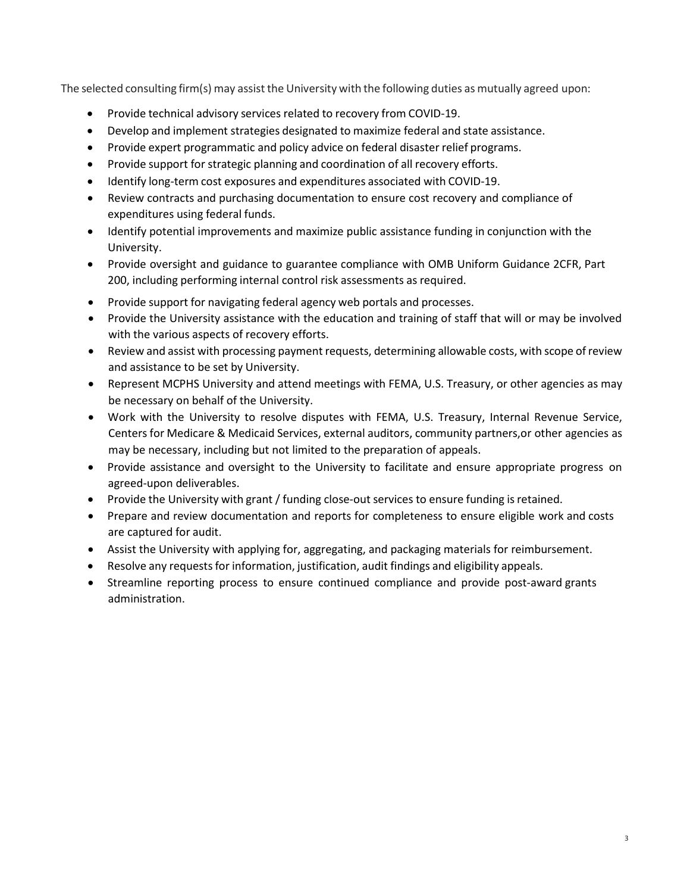The selected consulting firm(s) may assist the University with the following duties as mutually agreed upon:

- Provide technical advisory services related to recovery from COVID-19.
- Develop and implement strategies designated to maximize federal and state assistance.
- Provide expert programmatic and policy advice on federal disaster relief programs.
- Provide support for strategic planning and coordination of all recovery efforts.
- Identify long-term cost exposures and expenditures associated with COVID-19.
- Review contracts and purchasing documentation to ensure cost recovery and compliance of expenditures using federal funds.
- Identify potential improvements and maximize public assistance funding in conjunction with the University.
- Provide oversight and guidance to guarantee compliance with OMB Uniform Guidance 2CFR, Part 200, including performing internal control risk assessments as required.
- Provide support for navigating federal agency web portals and processes.
- Provide the University assistance with the education and training of staff that will or may be involved with the various aspects of recovery efforts.
- Review and assist with processing payment requests, determining allowable costs, with scope of review and assistance to be set by University.
- Represent MCPHS University and attend meetings with FEMA, U.S. Treasury, or other agencies as may be necessary on behalf of the University.
- Work with the University to resolve disputes with FEMA, U.S. Treasury, Internal Revenue Service, Centers for Medicare & Medicaid Services, external auditors, community partners,or other agencies as may be necessary, including but not limited to the preparation of appeals.
- Provide assistance and oversight to the University to facilitate and ensure appropriate progress on agreed-upon deliverables.
- Provide the University with grant / funding close-out services to ensure funding is retained.
- Prepare and review documentation and reports for completeness to ensure eligible work and costs are captured for audit.
- Assist the University with applying for, aggregating, and packaging materials for reimbursement.
- Resolve any requests for information, justification, audit findings and eligibility appeals.
- Streamline reporting process to ensure continued compliance and provide post-award grants administration.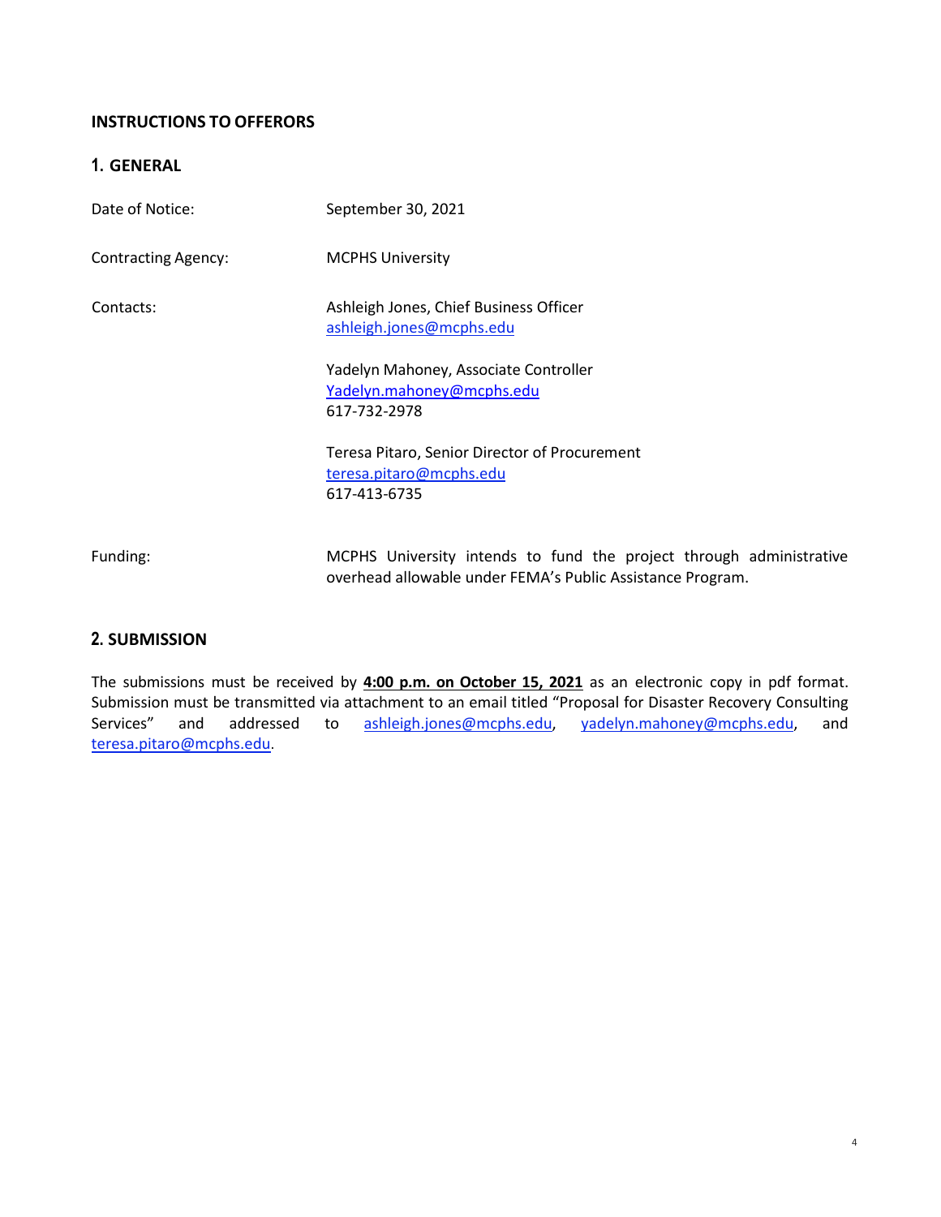## INSTRUCTIONS TO OFFERORS

### 1. GENERAL

| | |
|---|---|
| Date of Notice: | September 30, 2021 |
| Contracting Agency: | MCPHS University |
| Contacts: | Ashleigh Jones, Chief Business Officer<br>ashleigh.jones@mcphs.edu<br><br>Yadelyn Mahoney, Associate Controller<br>Yadelyn.mahoney@mcphs.edu<br>617-732-2978<br><br>Teresa Pitaro, Senior Director of Procurement<br>teresa.pitaro@mcphs.edu<br>617-413-6735 |
| Funding: | MCPHS University intends to fund the project through administrative overhead allowable under FEMA's Public Assistance Program. |

### 2. SUBMISSION

The submissions must be received by **4:00 p.m. on October 15, 2021** as an electronic copy in pdf format. Submission must be transmitted via attachment to an email titled "Proposal for Disaster Recovery Consulting Services" and addressed to ashleigh.jones@mcphs.edu, yadelyn.mahoney@mcphs.edu, and teresa.pitaro@mcphs.edu.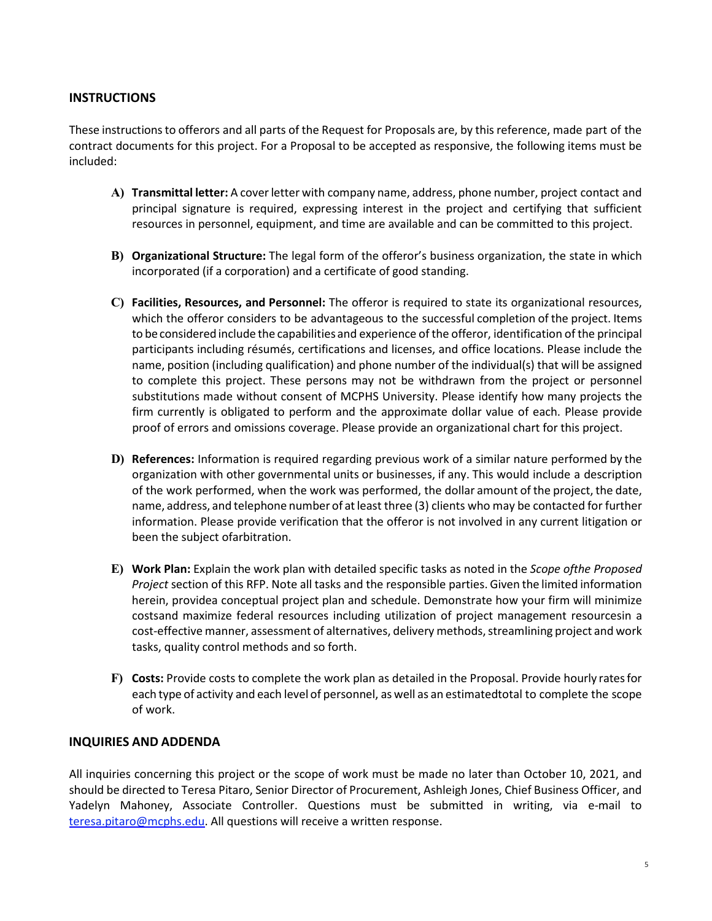## INSTRUCTIONS

These instructions to offerors and all parts of the Request for Proposals are, by this reference, made part of the contract documents for this project. For a Proposal to be accepted as responsive, the following items must be included:

A) **Transmittal letter:** A cover letter with company name, address, phone number, project contact and principal signature is required, expressing interest in the project and certifying that sufficient resources in personnel, equipment, and time are available and can be committed to this project.

B) **Organizational Structure:** The legal form of the offeror's business organization, the state in which incorporated (if a corporation) and a certificate of good standing.

C) **Facilities, Resources, and Personnel:** The offeror is required to state its organizational resources, which the offeror considers to be advantageous to the successful completion of the project. Items to be considered include the capabilities and experience of the offeror, identification of the principal participants including résumés, certifications and licenses, and office locations. Please include the name, position (including qualification) and phone number of the individual(s) that will be assigned to complete this project. These persons may not be withdrawn from the project or personnel substitutions made without consent of MCPHS University. Please identify how many projects the firm currently is obligated to perform and the approximate dollar value of each. Please provide proof of errors and omissions coverage. Please provide an organizational chart for this project.

D) **References:** Information is required regarding previous work of a similar nature performed by the organization with other governmental units or businesses, if any. This would include a description of the work performed, when the work was performed, the dollar amount of the project, the date, name, address, and telephone number of at least three (3) clients who may be contacted for further information. Please provide verification that the offeror is not involved in any current litigation or been the subject ofarbitration.

E) **Work Plan:** Explain the work plan with detailed specific tasks as noted in the *Scope ofthe Proposed Project* section of this RFP. Note all tasks and the responsible parties. Given the limited information herein, providea conceptual project plan and schedule. Demonstrate how your firm will minimize costsand maximize federal resources including utilization of project management resourcesin a cost-effective manner, assessment of alternatives, delivery methods, streamlining project and work tasks, quality control methods and so forth.

F) **Costs:** Provide costs to complete the work plan as detailed in the Proposal. Provide hourly rates for each type of activity and each level of personnel, as well as an estimatedtotal to complete the scope of work.

## INQUIRIES AND ADDENDA

All inquiries concerning this project or the scope of work must be made no later than October 10, 2021, and should be directed to Teresa Pitaro, Senior Director of Procurement, Ashleigh Jones, Chief Business Officer, and Yadelyn Mahoney, Associate Controller. Questions must be submitted in writing, via e-mail to teresa.pitaro@mcphs.edu. All questions will receive a written response.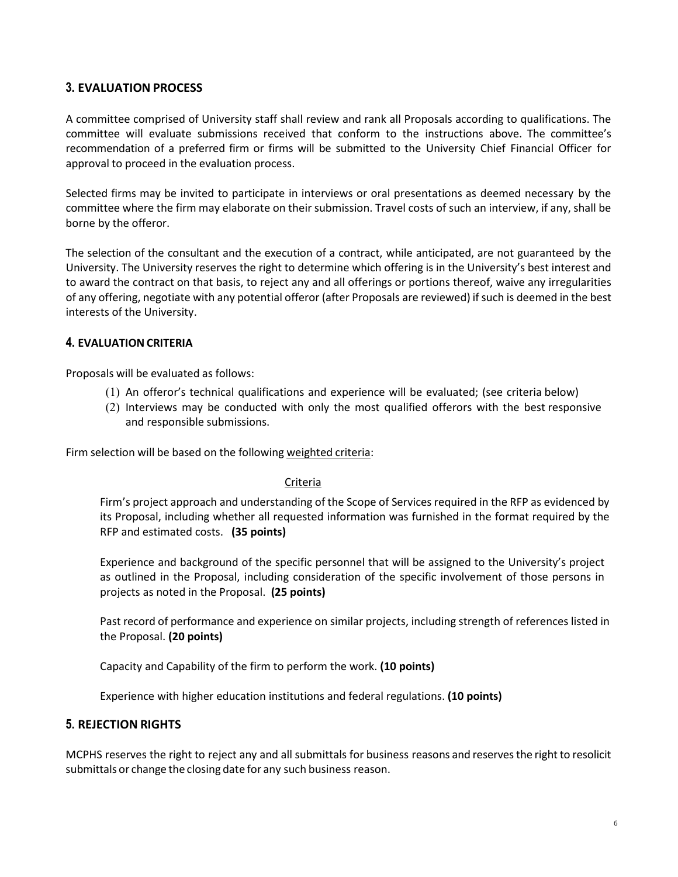## 3. EVALUATION PROCESS

A committee comprised of University staff shall review and rank all Proposals according to qualifications. The committee will evaluate submissions received that conform to the instructions above. The committee's recommendation of a preferred firm or firms will be submitted to the University Chief Financial Officer for approval to proceed in the evaluation process.

Selected firms may be invited to participate in interviews or oral presentations as deemed necessary by the committee where the firm may elaborate on their submission. Travel costs of such an interview, if any, shall be borne by the offeror.

The selection of the consultant and the execution of a contract, while anticipated, are not guaranteed by the University. The University reserves the right to determine which offering is in the University's best interest and to award the contract on that basis, to reject any and all offerings or portions thereof, waive any irregularities of any offering, negotiate with any potential offeror (after Proposals are reviewed) if such is deemed in the best interests of the University.

## 4. EVALUATION CRITERIA

Proposals will be evaluated as follows:

(1) An offeror's technical qualifications and experience will be evaluated; (see criteria below)

(2) Interviews may be conducted with only the most qualified offerors with the best responsive and responsible submissions.

Firm selection will be based on the following weighted criteria:

Criteria

Firm's project approach and understanding of the Scope of Services required in the RFP as evidenced by its Proposal, including whether all requested information was furnished in the format required by the RFP and estimated costs. **(35 points)**

Experience and background of the specific personnel that will be assigned to the University's project as outlined in the Proposal, including consideration of the specific involvement of those persons in projects as noted in the Proposal. **(25 points)**

Past record of performance and experience on similar projects, including strength of references listed in the Proposal. **(20 points)**

Capacity and Capability of the firm to perform the work. **(10 points)**

Experience with higher education institutions and federal regulations. **(10 points)**

## 5. REJECTION RIGHTS

MCPHS reserves the right to reject any and all submittals for business reasons and reserves the right to resolicit submittals or change the closing date for any such business reason.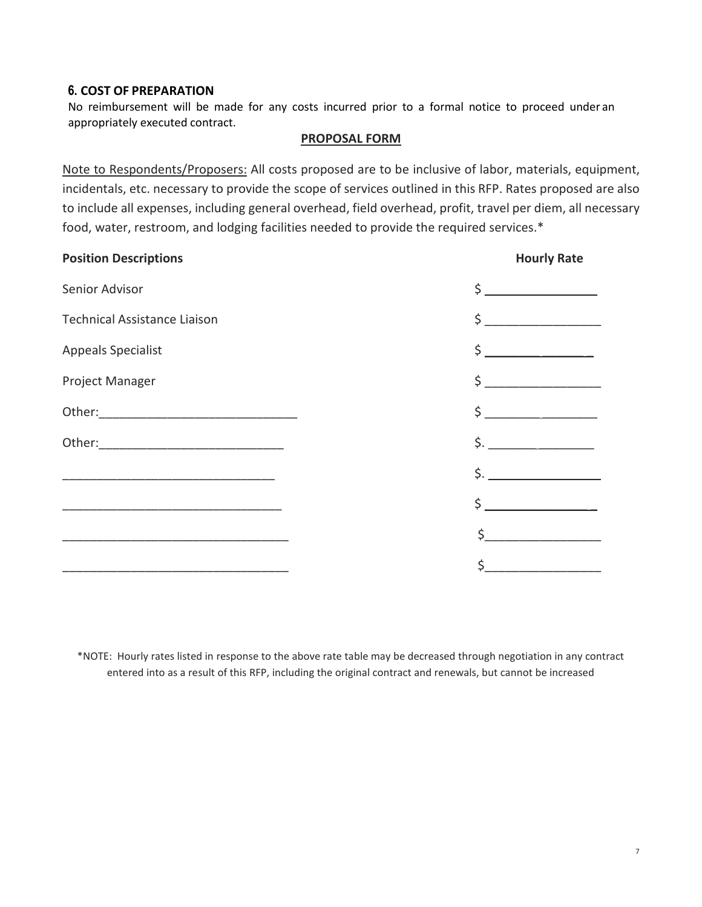### 6. COST OF PREPARATION

No reimbursement will be made for any costs incurred prior to a formal notice to proceed under an appropriately executed contract.

**PROPOSAL FORM**

Note to Respondents/Proposers: All costs proposed are to be inclusive of labor, materials, equipment, incidentals, etc. necessary to provide the scope of services outlined in this RFP. Rates proposed are also to include all expenses, including general overhead, field overhead, profit, travel per diem, all necessary food, water, restroom, and lodging facilities needed to provide the required services.*

| Position Descriptions | Hourly Rate |
| --- | --- |
| Senior Advisor | $ ________________ |
| Technical Assistance Liaison | $ ________________ |
| Appeals Specialist | $ ________________ |
| Project Manager | $ ________________ |
| Other:____________________________ | $ ________________ |
| Other:__________________________ | $. ________________ |
| ______________________________ | $. ________________ |
| _______________________________ | $ ________________ |
| ________________________________ | $________________ |
| ________________________________ | $________________ |

*NOTE: Hourly rates listed in response to the above rate table may be decreased through negotiation in any contract entered into as a result of this RFP, including the original contract and renewals, but cannot be increased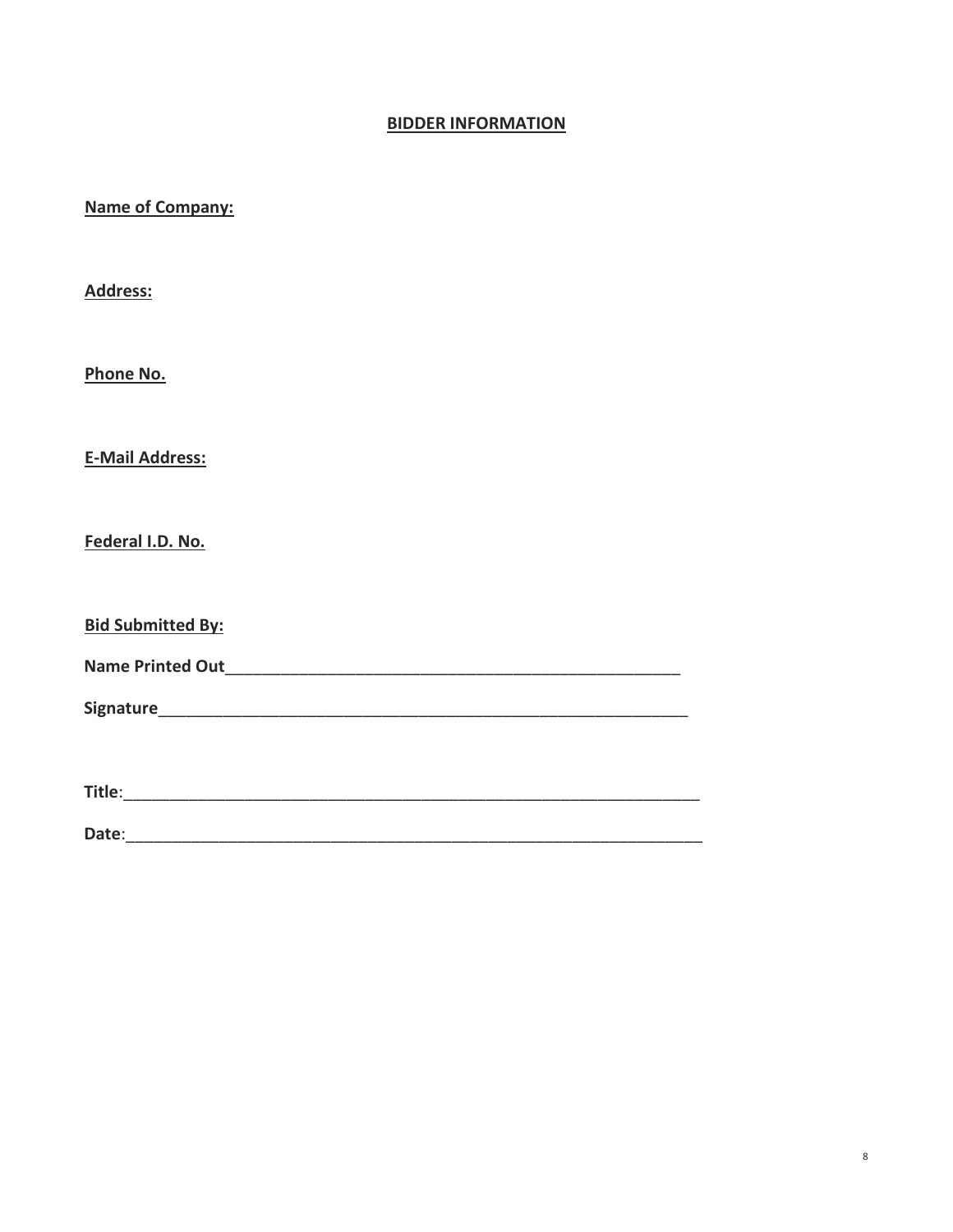## BIDDER INFORMATION

**Name of Company:**

**Address:**

**Phone No.**

**E-Mail Address:**

**Federal I.D. No.**

**Bid Submitted By:**

**Name Printed Out**_____________________________________________________

**Signature**______________________________________________________________

**Title**:__________________________________________________________________

**Date**:__________________________________________________________________